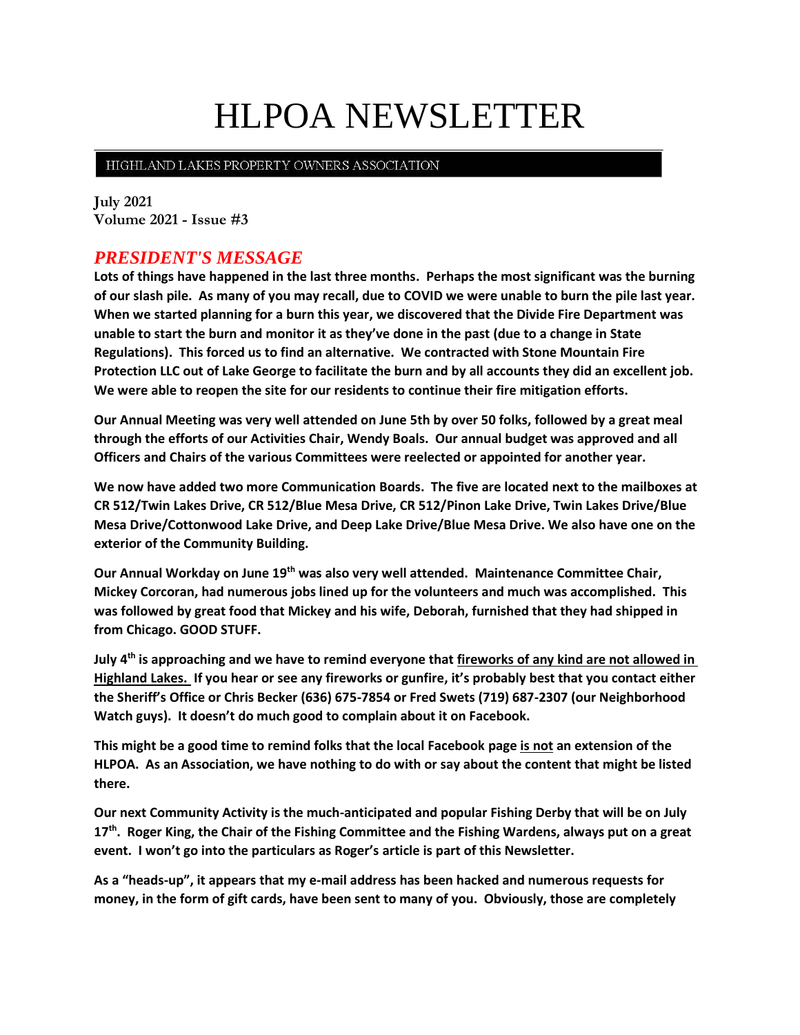# HLPOA NEWSLETTER

HIGHLAND LAKES PROPERTY OWNERS ASSOCIATION

**July 2021**
**Volume 2021 - Issue #3**

## *PRESIDENT'S MESSAGE*

**Lots of things have happened in the last three months. Perhaps the most significant was the burning of our slash pile. As many of you may recall, due to COVID we were unable to burn the pile last year. When we started planning for a burn this year, we discovered that the Divide Fire Department was unable to start the burn and monitor it as they've done in the past (due to a change in State Regulations). This forced us to find an alternative. We contracted with Stone Mountain Fire Protection LLC out of Lake George to facilitate the burn and by all accounts they did an excellent job. We were able to reopen the site for our residents to continue their fire mitigation efforts.**

**Our Annual Meeting was very well attended on June 5th by over 50 folks, followed by a great meal through the efforts of our Activities Chair, Wendy Boals. Our annual budget was approved and all Officers and Chairs of the various Committees were reelected or appointed for another year.**

**We now have added two more Communication Boards. The five are located next to the mailboxes at CR 512/Twin Lakes Drive, CR 512/Blue Mesa Drive, CR 512/Pinon Lake Drive, Twin Lakes Drive/Blue Mesa Drive/Cottonwood Lake Drive, and Deep Lake Drive/Blue Mesa Drive. We also have one on the exterior of the Community Building.**

**Our Annual Workday on June 19th was also very well attended. Maintenance Committee Chair, Mickey Corcoran, had numerous jobs lined up for the volunteers and much was accomplished. This was followed by great food that Mickey and his wife, Deborah, furnished that they had shipped in from Chicago. GOOD STUFF.**

**July 4th is approaching and we have to remind everyone that <u>fireworks of any kind are not allowed in Highland Lakes.</u> If you hear or see any fireworks or gunfire, it's probably best that you contact either the Sheriff's Office or Chris Becker (636) 675-7854 or Fred Swets (719) 687-2307 (our Neighborhood Watch guys). It doesn't do much good to complain about it on Facebook.**

**This might be a good time to remind folks that the local Facebook page <u>is not</u> an extension of the HLPOA. As an Association, we have nothing to do with or say about the content that might be listed there.**

**Our next Community Activity is the much-anticipated and popular Fishing Derby that will be on July 17th. Roger King, the Chair of the Fishing Committee and the Fishing Wardens, always put on a great event. I won't go into the particulars as Roger's article is part of this Newsletter.**

**As a "heads-up", it appears that my e-mail address has been hacked and numerous requests for money, in the form of gift cards, have been sent to many of you. Obviously, those are completely**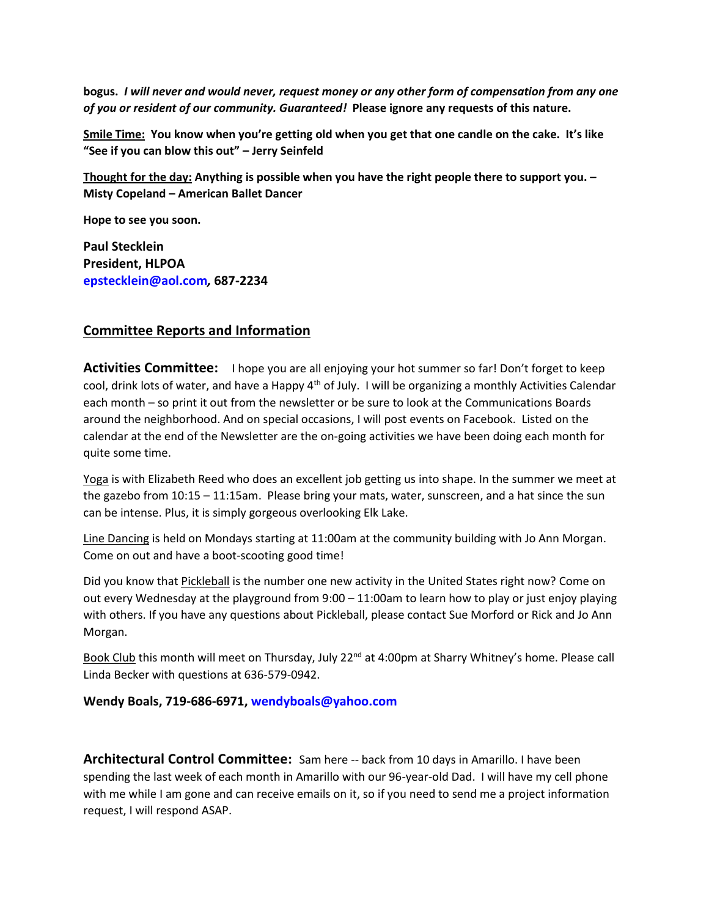**bogus.** ***I will never and would never, request money or any other form of compensation from any one of you or resident of our community. Guaranteed!*** **Please ignore any requests of this nature.**

**Smile Time: You know when you're getting old when you get that one candle on the cake. It's like "See if you can blow this out" – Jerry Seinfeld**

**Thought for the day: Anything is possible when you have the right people there to support you. – Misty Copeland – American Ballet Dancer**

**Hope to see you soon.**

**Paul Stecklein**
**President, HLPOA**
**epstecklein@aol.com, 687-2234**

## Committee Reports and Information

**Activities Committee:** I hope you are all enjoying your hot summer so far! Don't forget to keep cool, drink lots of water, and have a Happy 4th of July. I will be organizing a monthly Activities Calendar each month – so print it out from the newsletter or be sure to look at the Communications Boards around the neighborhood. And on special occasions, I will post events on Facebook. Listed on the calendar at the end of the Newsletter are the on-going activities we have been doing each month for quite some time.

Yoga is with Elizabeth Reed who does an excellent job getting us into shape. In the summer we meet at the gazebo from 10:15 – 11:15am. Please bring your mats, water, sunscreen, and a hat since the sun can be intense. Plus, it is simply gorgeous overlooking Elk Lake.

Line Dancing is held on Mondays starting at 11:00am at the community building with Jo Ann Morgan. Come on out and have a boot-scooting good time!

Did you know that Pickleball is the number one new activity in the United States right now? Come on out every Wednesday at the playground from 9:00 – 11:00am to learn how to play or just enjoy playing with others. If you have any questions about Pickleball, please contact Sue Morford or Rick and Jo Ann Morgan.

Book Club this month will meet on Thursday, July 22nd at 4:00pm at Sharry Whitney's home. Please call Linda Becker with questions at 636-579-0942.

**Wendy Boals, 719-686-6971, wendyboals@yahoo.com**

**Architectural Control Committee:** Sam here -- back from 10 days in Amarillo. I have been spending the last week of each month in Amarillo with our 96-year-old Dad. I will have my cell phone with me while I am gone and can receive emails on it, so if you need to send me a project information request, I will respond ASAP.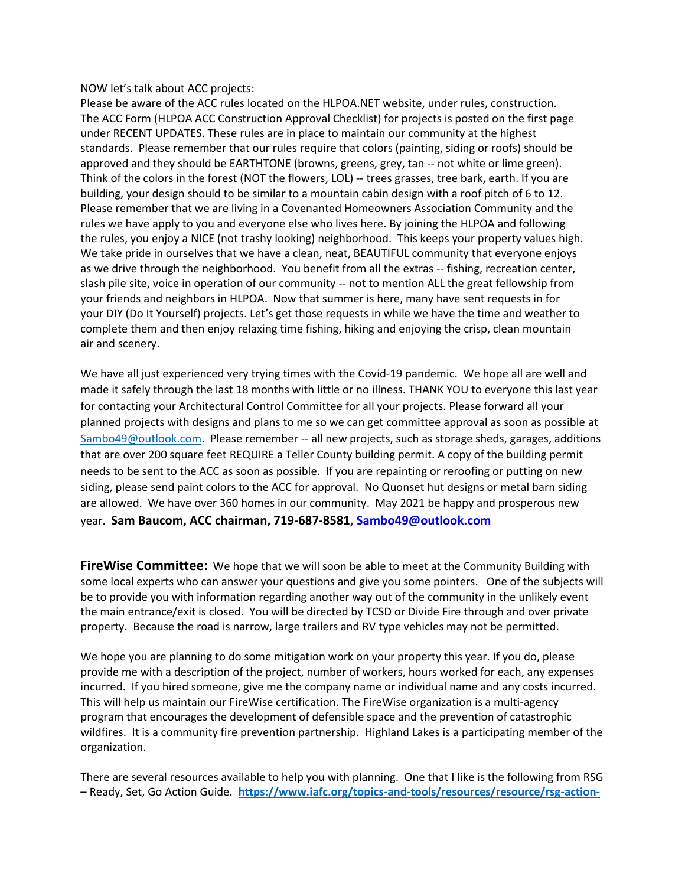NOW let's talk about ACC projects:
Please be aware of the ACC rules located on the HLPOA.NET website, under rules, construction. The ACC Form (HLPOA ACC Construction Approval Checklist) for projects is posted on the first page under RECENT UPDATES. These rules are in place to maintain our community at the highest standards. Please remember that our rules require that colors (painting, siding or roofs) should be approved and they should be EARTHTONE (browns, greens, grey, tan -- not white or lime green). Think of the colors in the forest (NOT the flowers, LOL) -- trees grasses, tree bark, earth. If you are building, your design should to be similar to a mountain cabin design with a roof pitch of 6 to 12. Please remember that we are living in a Covenanted Homeowners Association Community and the rules we have apply to you and everyone else who lives here. By joining the HLPOA and following the rules, you enjoy a NICE (not trashy looking) neighborhood. This keeps your property values high. We take pride in ourselves that we have a clean, neat, BEAUTIFUL community that everyone enjoys as we drive through the neighborhood. You benefit from all the extras -- fishing, recreation center, slash pile site, voice in operation of our community -- not to mention ALL the great fellowship from your friends and neighbors in HLPOA. Now that summer is here, many have sent requests in for your DIY (Do It Yourself) projects. Let's get those requests in while we have the time and weather to complete them and then enjoy relaxing time fishing, hiking and enjoying the crisp, clean mountain air and scenery.

We have all just experienced very trying times with the Covid-19 pandemic. We hope all are well and made it safely through the last 18 months with little or no illness. THANK YOU to everyone this last year for contacting your Architectural Control Committee for all your projects. Please forward all your planned projects with designs and plans to me so we can get committee approval as soon as possible at Sambo49@outlook.com. Please remember -- all new projects, such as storage sheds, garages, additions that are over 200 square feet REQUIRE a Teller County building permit. A copy of the building permit needs to be sent to the ACC as soon as possible. If you are repainting or reroofing or putting on new siding, please send paint colors to the ACC for approval. No Quonset hut designs or metal barn siding are allowed. We have over 360 homes in our community. May 2021 be happy and prosperous new year. **Sam Baucom, ACC chairman, 719-687-8581, Sambo49@outlook.com**

**FireWise Committee:** We hope that we will soon be able to meet at the Community Building with some local experts who can answer your questions and give you some pointers. One of the subjects will be to provide you with information regarding another way out of the community in the unlikely event the main entrance/exit is closed. You will be directed by TCSD or Divide Fire through and over private property. Because the road is narrow, large trailers and RV type vehicles may not be permitted.

We hope you are planning to do some mitigation work on your property this year. If you do, please provide me with a description of the project, number of workers, hours worked for each, any expenses incurred. If you hired someone, give me the company name or individual name and any costs incurred. This will help us maintain our FireWise certification. The FireWise organization is a multi-agency program that encourages the development of defensible space and the prevention of catastrophic wildfires. It is a community fire prevention partnership. Highland Lakes is a participating member of the organization.

There are several resources available to help you with planning. One that I like is the following from RSG – Ready, Set, Go Action Guide. **https://www.iafc.org/topics-and-tools/resources/resource/rsg-action-**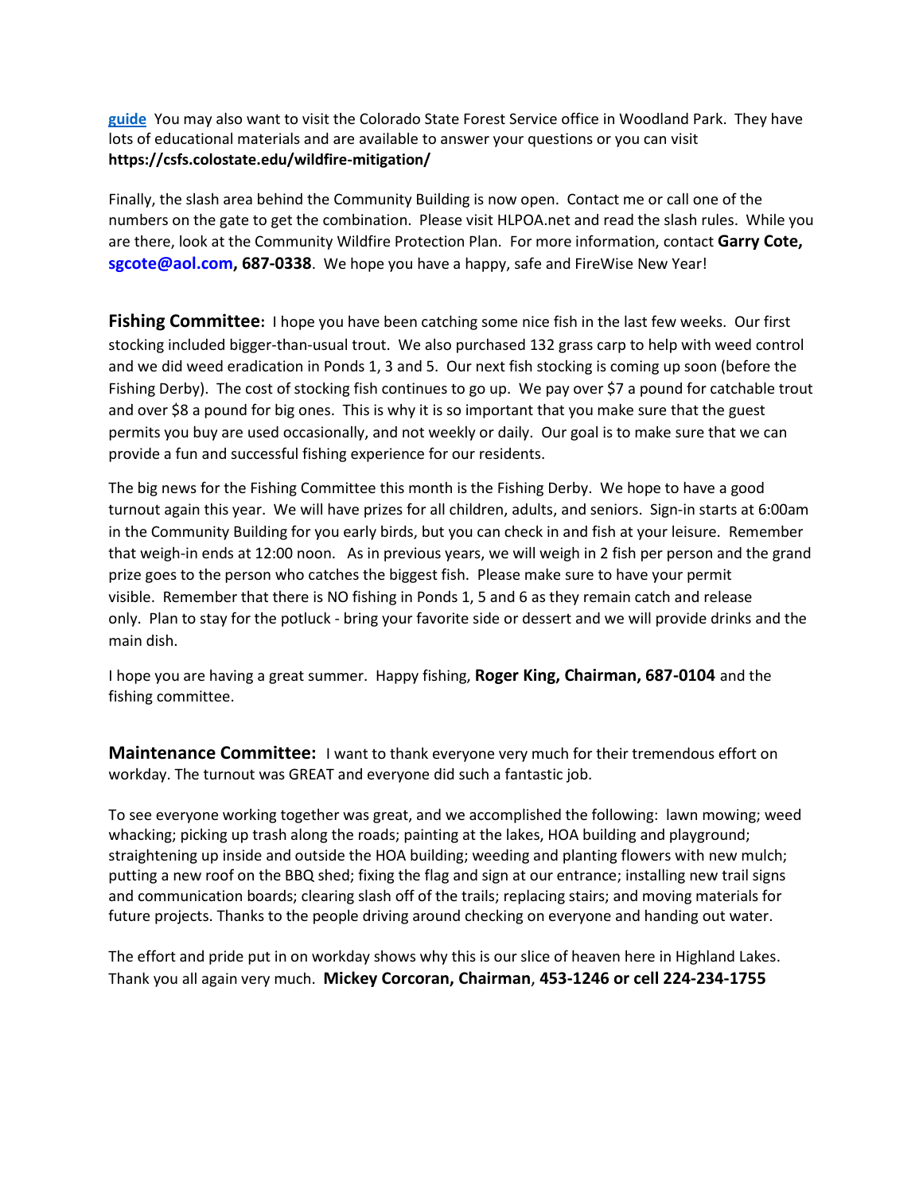**guide** You may also want to visit the Colorado State Forest Service office in Woodland Park. They have lots of educational materials and are available to answer your questions or you can visit **https://csfs.colostate.edu/wildfire-mitigation/**

Finally, the slash area behind the Community Building is now open. Contact me or call one of the numbers on the gate to get the combination. Please visit HLPOA.net and read the slash rules. While you are there, look at the Community Wildfire Protection Plan. For more information, contact **Garry Cote, sgcote@aol.com, 687-0338**. We hope you have a happy, safe and FireWise New Year!

**Fishing Committee:** I hope you have been catching some nice fish in the last few weeks. Our first stocking included bigger-than-usual trout. We also purchased 132 grass carp to help with weed control and we did weed eradication in Ponds 1, 3 and 5. Our next fish stocking is coming up soon (before the Fishing Derby). The cost of stocking fish continues to go up. We pay over $7 a pound for catchable trout and over $8 a pound for big ones. This is why it is so important that you make sure that the guest permits you buy are used occasionally, and not weekly or daily. Our goal is to make sure that we can provide a fun and successful fishing experience for our residents.

The big news for the Fishing Committee this month is the Fishing Derby. We hope to have a good turnout again this year. We will have prizes for all children, adults, and seniors. Sign-in starts at 6:00am in the Community Building for you early birds, but you can check in and fish at your leisure. Remember that weigh-in ends at 12:00 noon. As in previous years, we will weigh in 2 fish per person and the grand prize goes to the person who catches the biggest fish. Please make sure to have your permit visible. Remember that there is NO fishing in Ponds 1, 5 and 6 as they remain catch and release only. Plan to stay for the potluck - bring your favorite side or dessert and we will provide drinks and the main dish.

I hope you are having a great summer. Happy fishing, **Roger King, Chairman, 687-0104** and the fishing committee.

**Maintenance Committee:** I want to thank everyone very much for their tremendous effort on workday. The turnout was GREAT and everyone did such a fantastic job.

To see everyone working together was great, and we accomplished the following: lawn mowing; weed whacking; picking up trash along the roads; painting at the lakes, HOA building and playground; straightening up inside and outside the HOA building; weeding and planting flowers with new mulch; putting a new roof on the BBQ shed; fixing the flag and sign at our entrance; installing new trail signs and communication boards; clearing slash off of the trails; replacing stairs; and moving materials for future projects. Thanks to the people driving around checking on everyone and handing out water.

The effort and pride put in on workday shows why this is our slice of heaven here in Highland Lakes. Thank you all again very much. **Mickey Corcoran, Chairman**, **453-1246 or cell 224-234-1755**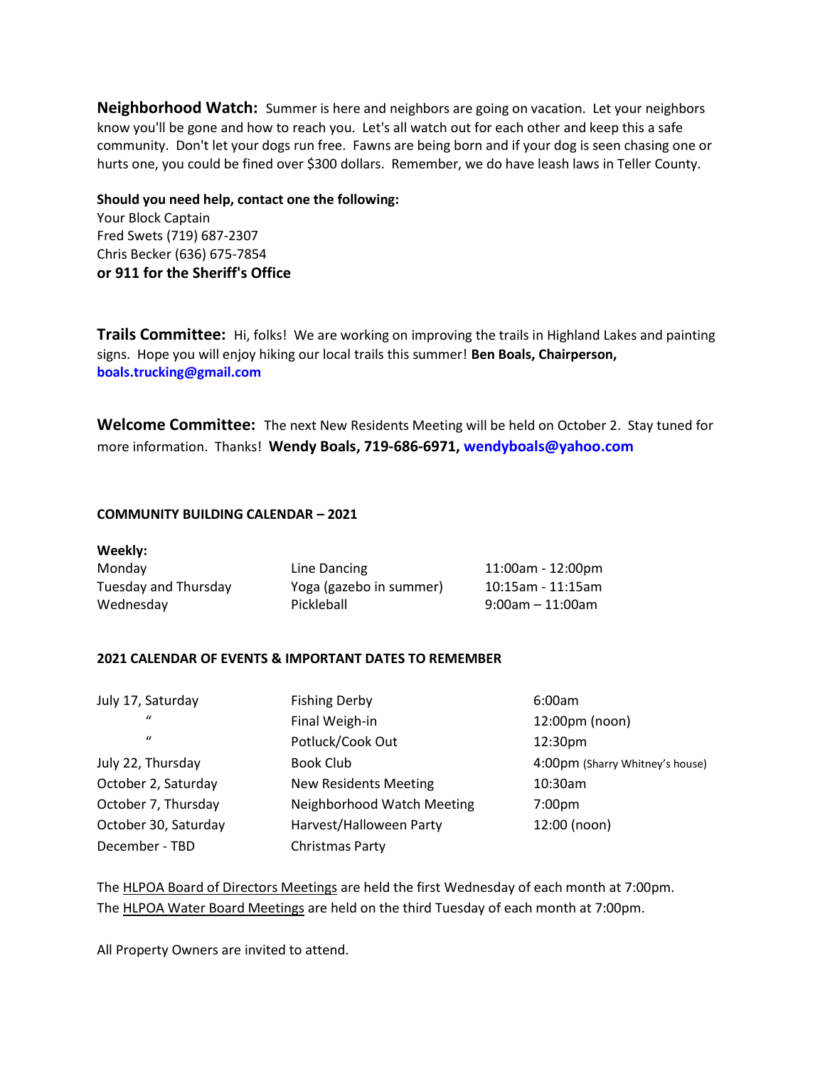**Neighborhood Watch:** Summer is here and neighbors are going on vacation. Let your neighbors know you'll be gone and how to reach you. Let's all watch out for each other and keep this a safe community. Don't let your dogs run free. Fawns are being born and if your dog is seen chasing one or hurts one, you could be fined over $300 dollars. Remember, we do have leash laws in Teller County.

**Should you need help, contact one the following:**
Your Block Captain
Fred Swets (719) 687-2307
Chris Becker (636) 675-7854
**or 911 for the Sheriff's Office**

**Trails Committee:** Hi, folks! We are working on improving the trails in Highland Lakes and painting signs. Hope you will enjoy hiking our local trails this summer! **Ben Boals, Chairperson, boals.trucking@gmail.com**

**Welcome Committee:** The next New Residents Meeting will be held on October 2. Stay tuned for more information. Thanks! **Wendy Boals, 719-686-6971, wendyboals@yahoo.com**

**COMMUNITY BUILDING CALENDAR – 2021**

**Weekly:**

| | | |
|---|---|---|
| Monday | Line Dancing | 11:00am - 12:00pm |
| Tuesday and Thursday | Yoga (gazebo in summer) | 10:15am - 11:15am |
| Wednesday | Pickleball | 9:00am – 11:00am |

**2021 CALENDAR OF EVENTS & IMPORTANT DATES TO REMEMBER**

| | | |
|---|---|---|
| July 17, Saturday | Fishing Derby | 6:00am |
| " | Final Weigh-in | 12:00pm (noon) |
| " | Potluck/Cook Out | 12:30pm |
| July 22, Thursday | Book Club | 4:00pm (Sharry Whitney's house) |
| October 2, Saturday | New Residents Meeting | 10:30am |
| October 7, Thursday | Neighborhood Watch Meeting | 7:00pm |
| October 30, Saturday | Harvest/Halloween Party | 12:00 (noon) |
| December - TBD | Christmas Party | |

The HLPOA Board of Directors Meetings are held the first Wednesday of each month at 7:00pm.
The HLPOA Water Board Meetings are held on the third Tuesday of each month at 7:00pm.

All Property Owners are invited to attend.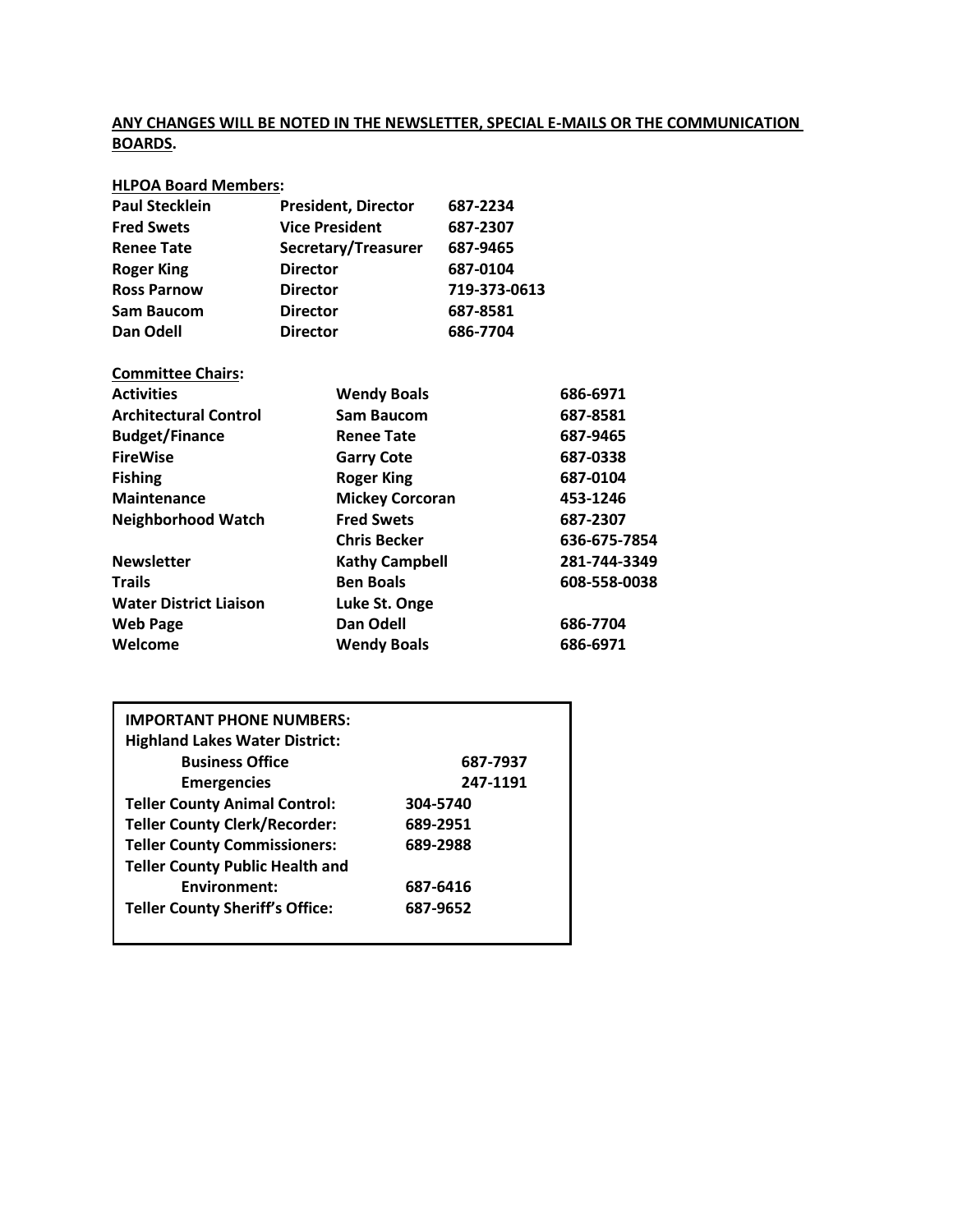**ANY CHANGES WILL BE NOTED IN THE NEWSLETTER, SPECIAL E-MAILS OR THE COMMUNICATION BOARDS.**

**HLPOA Board Members:**

| | | |
|---|---|---|
| **Paul Stecklein** | **President, Director** | **687-2234** |
| **Fred Swets** | **Vice President** | **687-2307** |
| **Renee Tate** | **Secretary/Treasurer** | **687-9465** |
| **Roger King** | **Director** | **687-0104** |
| **Ross Parnow** | **Director** | **719-373-0613** |
| **Sam Baucom** | **Director** | **687-8581** |
| **Dan Odell** | **Director** | **686-7704** |

**Committee Chairs:**

| | | |
|---|---|---|
| **Activities** | **Wendy Boals** | **686-6971** |
| **Architectural Control** | **Sam Baucom** | **687-8581** |
| **Budget/Finance** | **Renee Tate** | **687-9465** |
| **FireWise** | **Garry Cote** | **687-0338** |
| **Fishing** | **Roger King** | **687-0104** |
| **Maintenance** | **Mickey Corcoran** | **453-1246** |
| **Neighborhood Watch** | **Fred Swets** | **687-2307** |
| | **Chris Becker** | **636-675-7854** |
| **Newsletter** | **Kathy Campbell** | **281-744-3349** |
| **Trails** | **Ben Boals** | **608-558-0038** |
| **Water District Liaison** | **Luke St. Onge** | |
| **Web Page** | **Dan Odell** | **686-7704** |
| **Welcome** | **Wendy Boals** | **686-6971** |

**IMPORTANT PHONE NUMBERS:**

| | |
|---|---|
| **Highland Lakes Water District:** | |
| **Business Office** | **687-7937** |
| **Emergencies** | **247-1191** |
| **Teller County Animal Control:** | **304-5740** |
| **Teller County Clerk/Recorder:** | **689-2951** |
| **Teller County Commissioners:** | **689-2988** |
| **Teller County Public Health and Environment:** | **687-6416** |
| **Teller County Sheriff's Office:** | **687-9652** |